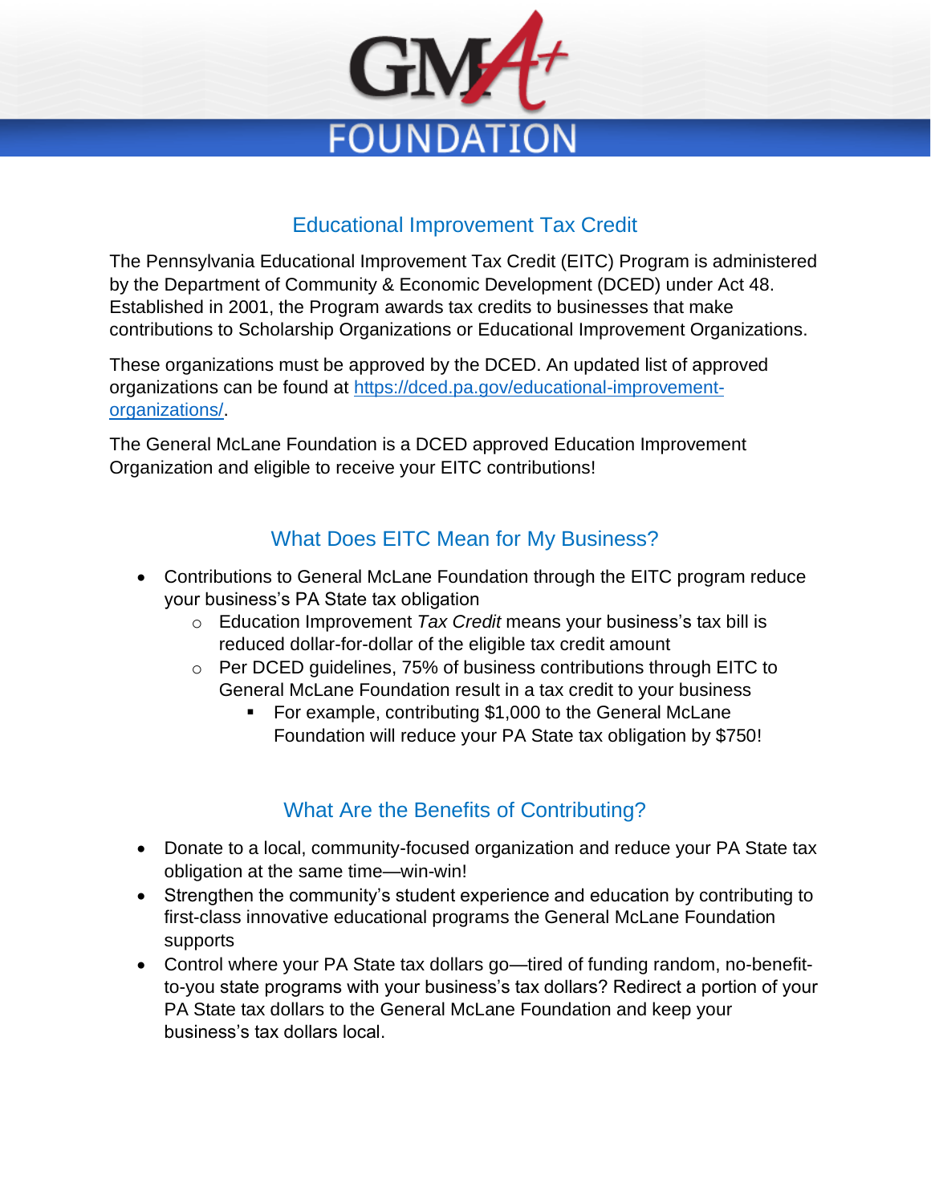# GMA+ FOUNDATION

## Educational Improvement Tax Credit

The Pennsylvania Educational Improvement Tax Credit (EITC) Program is administered by the Department of Community & Economic Development (DCED) under Act 48. Established in 2001, the Program awards tax credits to businesses that make contributions to Scholarship Organizations or Educational Improvement Organizations.

These organizations must be approved by the DCED. An updated list of approved organizations can be found at [https://dced.pa.gov/educational-improvement-organizations/](https://dced.pa.gov/educational-improvement-organizations/).

The General McLane Foundation is a DCED approved Education Improvement Organization and eligible to receive your EITC contributions!

## What Does EITC Mean for My Business?

- Contributions to General McLane Foundation through the EITC program reduce your business's PA State tax obligation
  - Education Improvement *Tax Credit* means your business's tax bill is reduced dollar-for-dollar of the eligible tax credit amount
  - Per DCED guidelines, 75% of business contributions through EITC to General McLane Foundation result in a tax credit to your business
    - For example, contributing $1,000 to the General McLane Foundation will reduce your PA State tax obligation by $750!

## What Are the Benefits of Contributing?

- Donate to a local, community-focused organization and reduce your PA State tax obligation at the same time—win-win!
- Strengthen the community's student experience and education by contributing to first-class innovative educational programs the General McLane Foundation supports
- Control where your PA State tax dollars go—tired of funding random, no-benefit-to-you state programs with your business's tax dollars? Redirect a portion of your PA State tax dollars to the General McLane Foundation and keep your business's tax dollars local.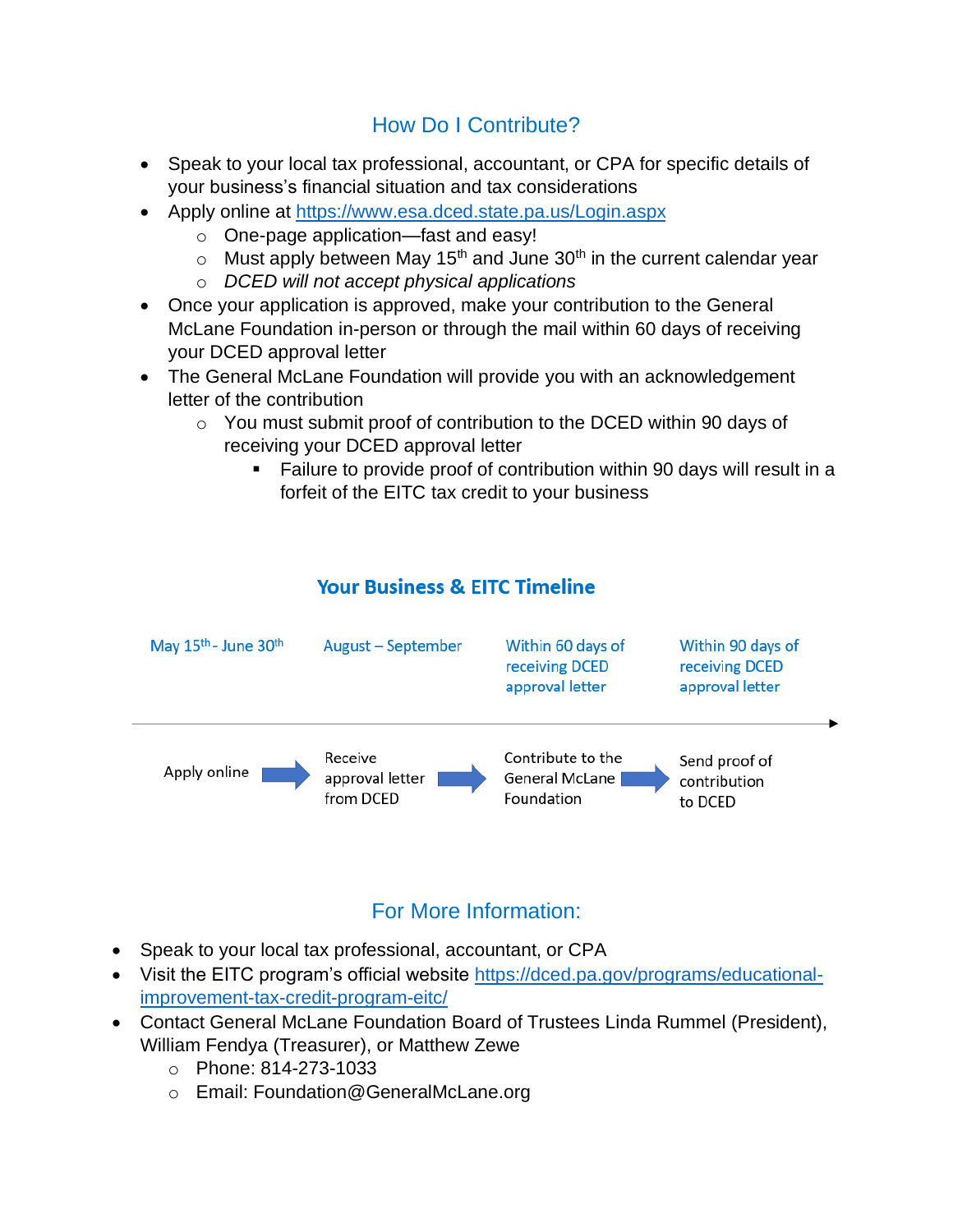## How Do I Contribute?

- Speak to your local tax professional, accountant, or CPA for specific details of your business's financial situation and tax considerations
- Apply online at https://www.esa.dced.state.pa.us/Login.aspx
  - One-page application—fast and easy!
  - Must apply between May 15th and June 30th in the current calendar year
  - *DCED will not accept physical applications*
- Once your application is approved, make your contribution to the General McLane Foundation in-person or through the mail within 60 days of receiving your DCED approval letter
- The General McLane Foundation will provide you with an acknowledgement letter of the contribution
  - You must submit proof of contribution to the DCED within 90 days of receiving your DCED approval letter
    - Failure to provide proof of contribution within 90 days will result in a forfeit of the EITC tax credit to your business

## Your Business & EITC Timeline

May 15th - June 30th

August – September

Within 60 days of receiving DCED approval letter

Within 90 days of receiving DCED approval letter

Apply online → Receive approval letter from DCED → Contribute to the General McLane Foundation → Send proof of contribution to DCED

## For More Information:

- Speak to your local tax professional, accountant, or CPA
- Visit the EITC program's official website https://dced.pa.gov/programs/educational-improvement-tax-credit-program-eitc/
- Contact General McLane Foundation Board of Trustees Linda Rummel (President), William Fendya (Treasurer), or Matthew Zewe
  - Phone: 814-273-1033
  - Email: Foundation@GeneralMcLane.org